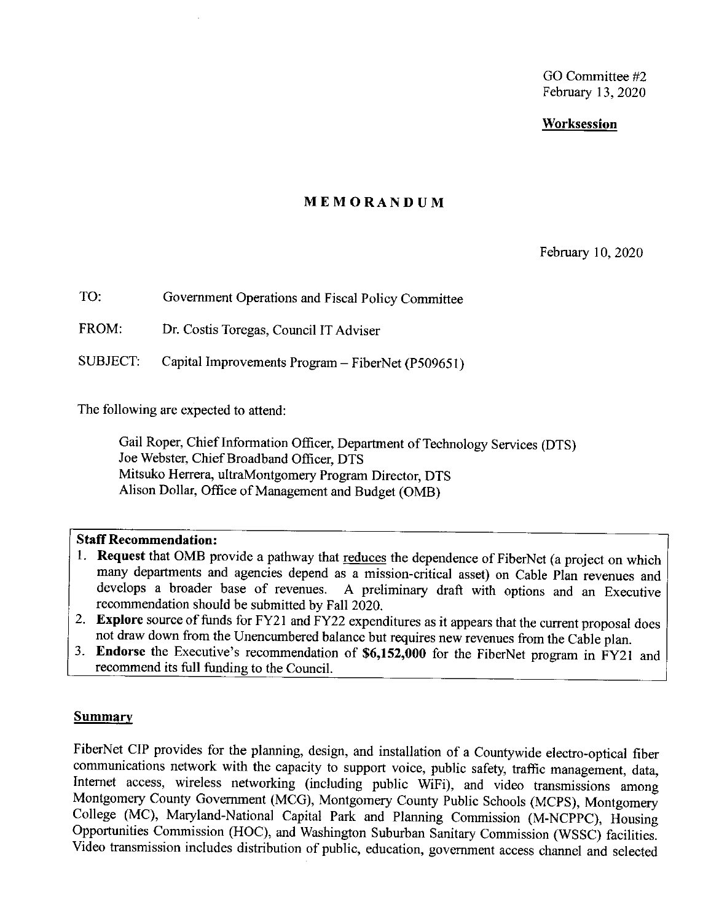GO Committee #2
February 13, 2020

**Worksession**

# MEMORANDUM

February 10, 2020

TO: Government Operations and Fiscal Policy Committee

FROM: Dr. Costis Toregas, Council IT Adviser

SUBJECT: Capital Improvements Program – FiberNet (P509651)

The following are expected to attend:

Gail Roper, Chief Information Officer, Department of Technology Services (DTS)
Joe Webster, Chief Broadband Officer, DTS
Mitsuko Herrera, ultraMontgomery Program Director, DTS
Alison Dollar, Office of Management and Budget (OMB)

**Staff Recommendation:**

1. **Request** that OMB provide a pathway that reduces the dependence of FiberNet (a project on which many departments and agencies depend as a mission-critical asset) on Cable Plan revenues and develops a broader base of revenues. A preliminary draft with options and an Executive recommendation should be submitted by Fall 2020.
2. **Explore** source of funds for FY21 and FY22 expenditures as it appears that the current proposal does not draw down from the Unencumbered balance but requires new revenues from the Cable plan.
3. **Endorse** the Executive's recommendation of **$6,152,000** for the FiberNet program in FY21 and recommend its full funding to the Council.

## Summary

FiberNet CIP provides for the planning, design, and installation of a Countywide electro-optical fiber communications network with the capacity to support voice, public safety, traffic management, data, Internet access, wireless networking (including public WiFi), and video transmissions among Montgomery County Government (MCG), Montgomery County Public Schools (MCPS), Montgomery College (MC), Maryland-National Capital Park and Planning Commission (M-NCPPC), Housing Opportunities Commission (HOC), and Washington Suburban Sanitary Commission (WSSC) facilities. Video transmission includes distribution of public, education, government access channel and selected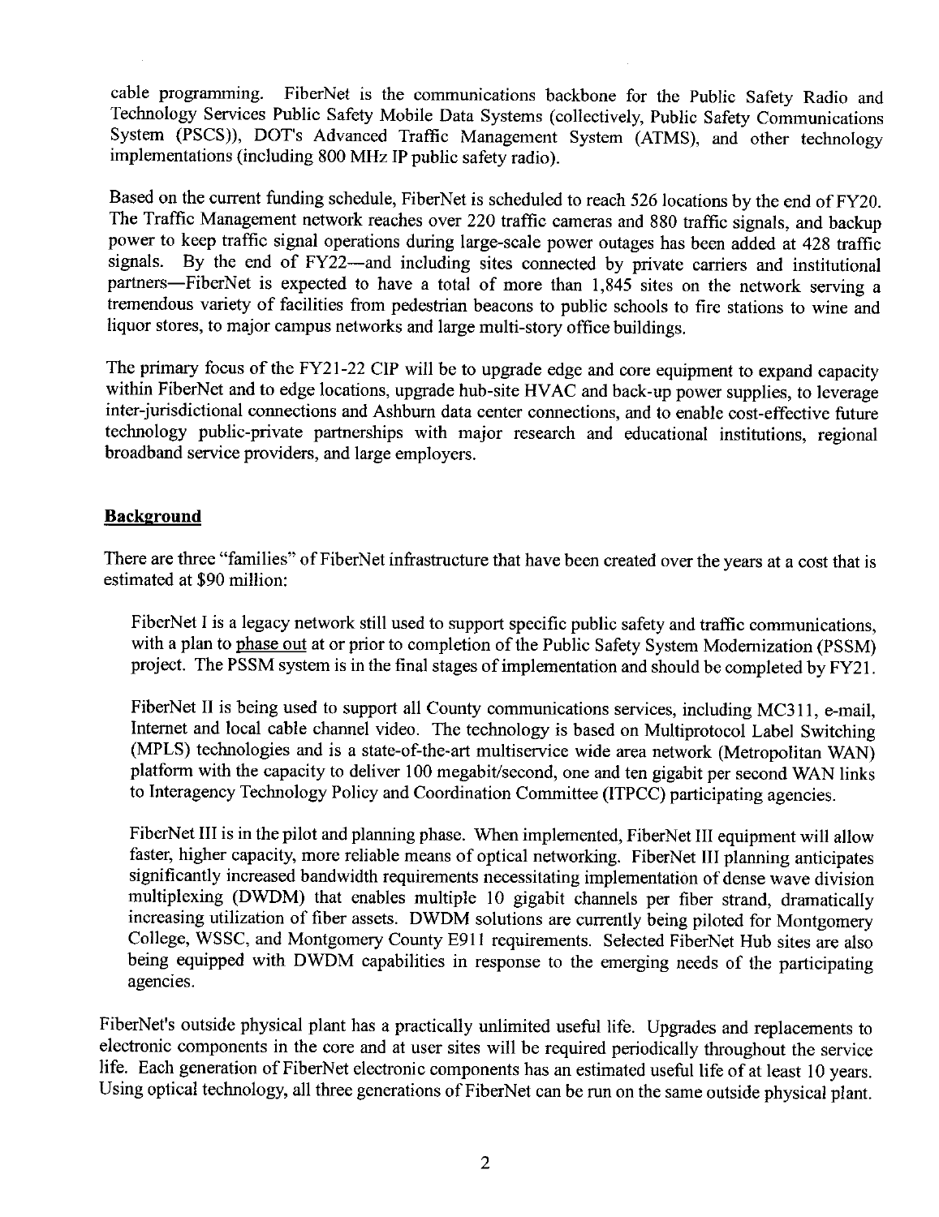cable programming. FiberNet is the communications backbone for the Public Safety Radio and Technology Services Public Safety Mobile Data Systems (collectively, Public Safety Communications System (PSCS)), DOT's Advanced Traffic Management System (ATMS), and other technology implementations (including 800 MHz IP public safety radio).

Based on the current funding schedule, FiberNet is scheduled to reach 526 locations by the end of FY20. The Traffic Management network reaches over 220 traffic cameras and 880 traffic signals, and backup power to keep traffic signal operations during large-scale power outages has been added at 428 traffic signals. By the end of FY22—and including sites connected by private carriers and institutional partners—FiberNet is expected to have a total of more than 1,845 sites on the network serving a tremendous variety of facilities from pedestrian beacons to public schools to fire stations to wine and liquor stores, to major campus networks and large multi-story office buildings.

The primary focus of the FY21-22 CIP will be to upgrade edge and core equipment to expand capacity within FiberNet and to edge locations, upgrade hub-site HVAC and back-up power supplies, to leverage inter-jurisdictional connections and Ashburn data center connections, and to enable cost-effective future technology public-private partnerships with major research and educational institutions, regional broadband service providers, and large employers.

## Background

There are three "families" of FiberNet infrastructure that have been created over the years at a cost that is estimated at $90 million:

FiberNet I is a legacy network still used to support specific public safety and traffic communications, with a plan to phase out at or prior to completion of the Public Safety System Modernization (PSSM) project. The PSSM system is in the final stages of implementation and should be completed by FY21.

FiberNet II is being used to support all County communications services, including MC311, e-mail, Internet and local cable channel video. The technology is based on Multiprotocol Label Switching (MPLS) technologies and is a state-of-the-art multiservice wide area network (Metropolitan WAN) platform with the capacity to deliver 100 megabit/second, one and ten gigabit per second WAN links to Interagency Technology Policy and Coordination Committee (ITPCC) participating agencies.

FiberNet III is in the pilot and planning phase. When implemented, FiberNet III equipment will allow faster, higher capacity, more reliable means of optical networking. FiberNet III planning anticipates significantly increased bandwidth requirements necessitating implementation of dense wave division multiplexing (DWDM) that enables multiple 10 gigabit channels per fiber strand, dramatically increasing utilization of fiber assets. DWDM solutions are currently being piloted for Montgomery College, WSSC, and Montgomery County E911 requirements. Selected FiberNet Hub sites are also being equipped with DWDM capabilities in response to the emerging needs of the participating agencies.

FiberNet's outside physical plant has a practically unlimited useful life. Upgrades and replacements to electronic components in the core and at user sites will be required periodically throughout the service life. Each generation of FiberNet electronic components has an estimated useful life of at least 10 years. Using optical technology, all three generations of FiberNet can be run on the same outside physical plant.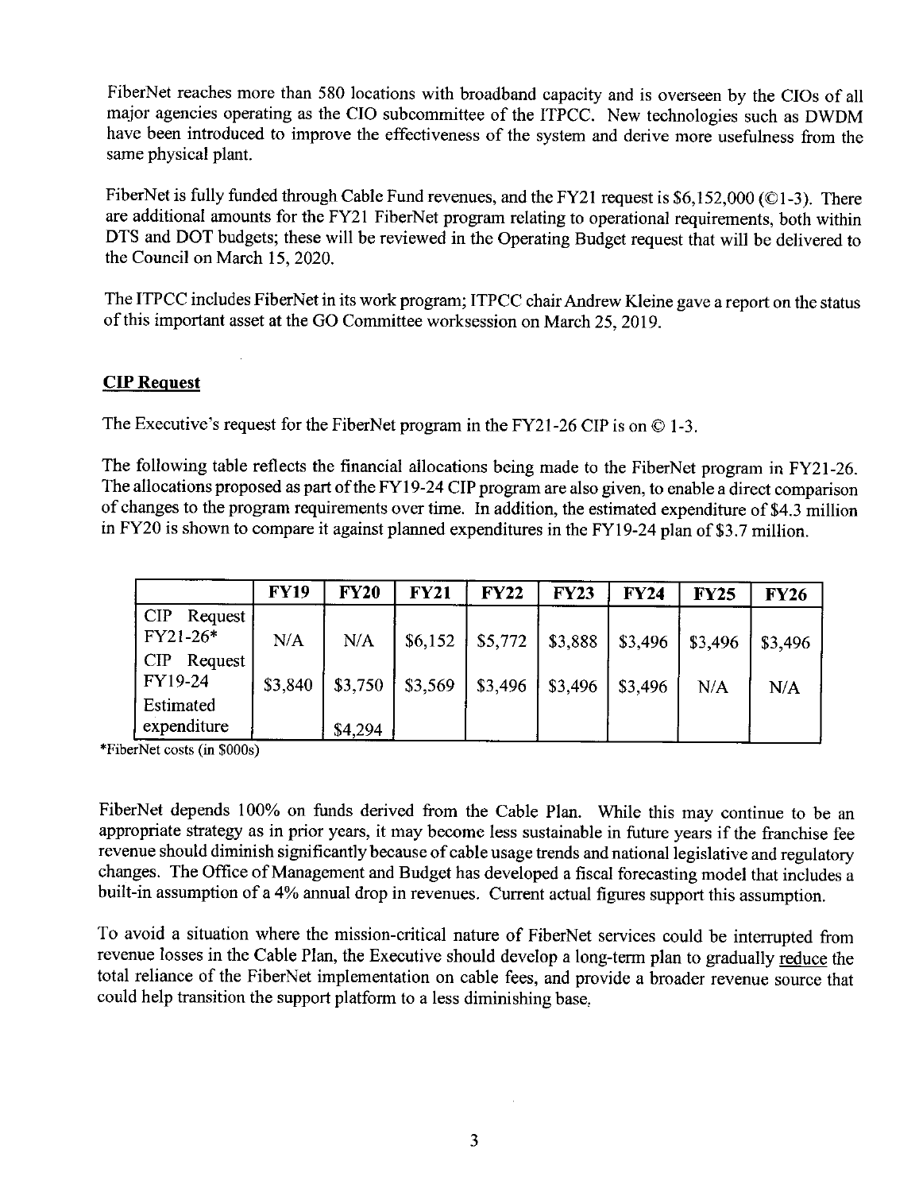FiberNet reaches more than 580 locations with broadband capacity and is overseen by the CIOs of all major agencies operating as the CIO subcommittee of the ITPCC. New technologies such as DWDM have been introduced to improve the effectiveness of the system and derive more usefulness from the same physical plant.

FiberNet is fully funded through Cable Fund revenues, and the FY21 request is $6,152,000 (©1-3). There are additional amounts for the FY21 FiberNet program relating to operational requirements, both within DTS and DOT budgets; these will be reviewed in the Operating Budget request that will be delivered to the Council on March 15, 2020.

The ITPCC includes FiberNet in its work program; ITPCC chair Andrew Kleine gave a report on the status of this important asset at the GO Committee worksession on March 25, 2019.

## CIP Request

The Executive's request for the FiberNet program in the FY21-26 CIP is on © 1-3.

The following table reflects the financial allocations being made to the FiberNet program in FY21-26. The allocations proposed as part of the FY19-24 CIP program are also given, to enable a direct comparison of changes to the program requirements over time. In addition, the estimated expenditure of $4.3 million in FY20 is shown to compare it against planned expenditures in the FY19-24 plan of $3.7 million.

| | FY19 | FY20 | FY21 | FY22 | FY23 | FY24 | FY25 | FY26 |
|---|---|---|---|---|---|---|---|---|
| CIP Request FY21-26* | N/A | N/A | $6,152 | $5,772 | $3,888 | $3,496 | $3,496 | $3,496 |
| CIP Request FY19-24 | $3,840 | $3,750 | $3,569 | $3,496 | $3,496 | $3,496 | N/A | N/A |
| Estimated expenditure | | $4,294 | | | | | | |

*FiberNet costs (in $000s)

FiberNet depends 100% on funds derived from the Cable Plan. While this may continue to be an appropriate strategy as in prior years, it may become less sustainable in future years if the franchise fee revenue should diminish significantly because of cable usage trends and national legislative and regulatory changes. The Office of Management and Budget has developed a fiscal forecasting model that includes a built-in assumption of a 4% annual drop in revenues. Current actual figures support this assumption.

To avoid a situation where the mission-critical nature of FiberNet services could be interrupted from revenue losses in the Cable Plan, the Executive should develop a long-term plan to gradually reduce the total reliance of the FiberNet implementation on cable fees, and provide a broader revenue source that could help transition the support platform to a less diminishing base.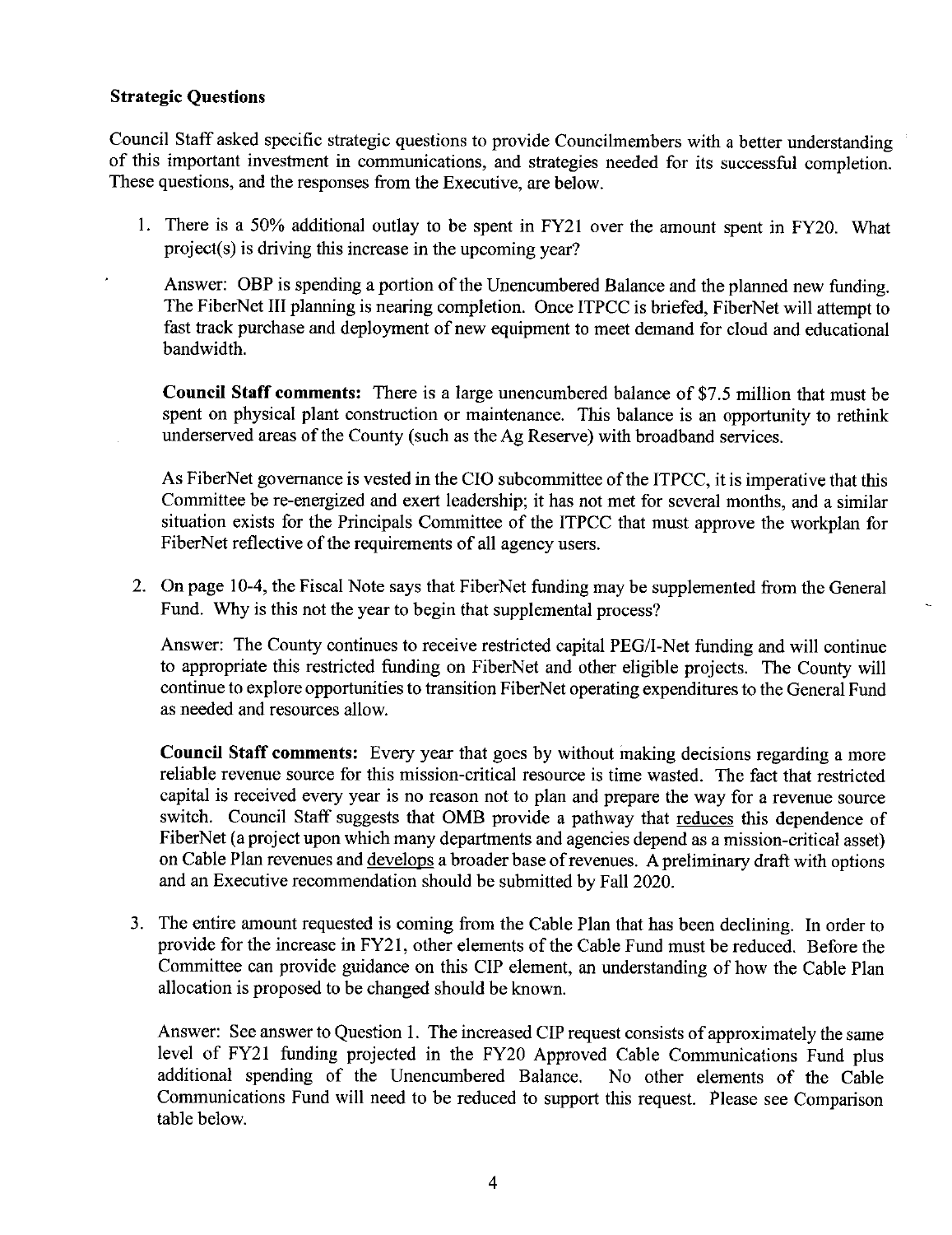**Strategic Questions**

Council Staff asked specific strategic questions to provide Councilmembers with a better understanding of this important investment in communications, and strategies needed for its successful completion. These questions, and the responses from the Executive, are below.

1. There is a 50% additional outlay to be spent in FY21 over the amount spent in FY20. What project(s) is driving this increase in the upcoming year?

   Answer: OBP is spending a portion of the Unencumbered Balance and the planned new funding. The FiberNet III planning is nearing completion. Once ITPCC is briefed, FiberNet will attempt to fast track purchase and deployment of new equipment to meet demand for cloud and educational bandwidth.

   **Council Staff comments:** There is a large unencumbered balance of $7.5 million that must be spent on physical plant construction or maintenance. This balance is an opportunity to rethink underserved areas of the County (such as the Ag Reserve) with broadband services.

   As FiberNet governance is vested in the CIO subcommittee of the ITPCC, it is imperative that this Committee be re-energized and exert leadership; it has not met for several months, and a similar situation exists for the Principals Committee of the ITPCC that must approve the workplan for FiberNet reflective of the requirements of all agency users.

2. On page 10-4, the Fiscal Note says that FiberNet funding may be supplemented from the General Fund. Why is this not the year to begin that supplemental process?

   Answer: The County continues to receive restricted capital PEG/I-Net funding and will continue to appropriate this restricted funding on FiberNet and other eligible projects. The County will continue to explore opportunities to transition FiberNet operating expenditures to the General Fund as needed and resources allow.

   **Council Staff comments:** Every year that goes by without making decisions regarding a more reliable revenue source for this mission-critical resource is time wasted. The fact that restricted capital is received every year is no reason not to plan and prepare the way for a revenue source switch. Council Staff suggests that OMB provide a pathway that <u>reduces</u> this dependence of FiberNet (a project upon which many departments and agencies depend as a mission-critical asset) on Cable Plan revenues and <u>develops</u> a broader base of revenues. A preliminary draft with options and an Executive recommendation should be submitted by Fall 2020.

3. The entire amount requested is coming from the Cable Plan that has been declining. In order to provide for the increase in FY21, other elements of the Cable Fund must be reduced. Before the Committee can provide guidance on this CIP element, an understanding of how the Cable Plan allocation is proposed to be changed should be known.

   Answer: See answer to Question 1. The increased CIP request consists of approximately the same level of FY21 funding projected in the FY20 Approved Cable Communications Fund plus additional spending of the Unencumbered Balance. No other elements of the Cable Communications Fund will need to be reduced to support this request. Please see Comparison table below.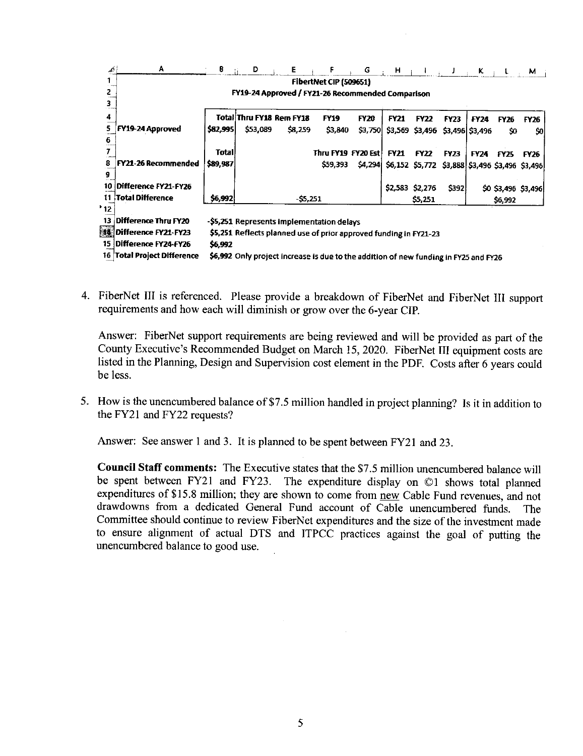| | A | B | D | E | F | G | H | I | J | K | L | M |
|---|---|---|---|---|---|---|---|---|---|---|---|---|
| 1 | | FibertNet CIP (509651) | | | | | | | | | | |
| 2 | | FY19-24 Approved / FY21-26 Recommended Comparison | | | | | | | | | | |
| 3 | | | | | | | | | | | | |
| 4 | | Total | Thru FY18 | Rem FY18 | FY19 | FY20 | FY21 | FY22 | FY23 | FY24 | FY26 | FY26 |
| 5 | FY19-24 Approved | $82,995 | $53,089 | $8,259 | $3,840 | $3,750 | $3,569 | $3,496 | $3,496 | $3,496 | $0 | $0 |
| 6 | | | | | | | | | | | | |
| 7 | | Total | | | Thru FY19 | FY20 Est | FY21 | FY22 | FY23 | FY24 | FY25 | FY26 |
| 8 | FY21-26 Recommended | $89,987 | | | $59,393 | $4,294 | $6,152 | $5,772 | $3,888 | $3,496 | $3,496 | $3,496 |
| 9 | | | | | | | | | | | | |
| 10 | Difference FY21-FY26 | | | | | | $2,583 | $2,276 | $392 | $0 | $3,496 | $3,496 |
| 11 | Total Difference | $6,992 | | -$5,251 | | | | $5,251 | | | $6,992 | |
| 12 | | | | | | | | | | | | |
| 13 | Difference Thru FY20 | -$5,251 Represents implementation delays | | | | | | | | | | |
| 14 | Difference FY21-FY23 | $5,251 Reflects planned use of prior approved funding in FY21-23 | | | | | | | | | | |
| 15 | Difference FY24-FY26 | $6,992 | | | | | | | | | | |
| 16 | Total Project Difference | $6,992 Only project increase is due to the addition of new funding in FY25 and FY26 | | | | | | | | | | |

4. FiberNet III is referenced. Please provide a breakdown of FiberNet and FiberNet III support requirements and how each will diminish or grow over the 6-year CIP.

   Answer: FiberNet support requirements are being reviewed and will be provided as part of the County Executive's Recommended Budget on March 15, 2020. FiberNet III equipment costs are listed in the Planning, Design and Supervision cost element in the PDF. Costs after 6 years could be less.

5. How is the unencumbered balance of $7.5 million handled in project planning? Is it in addition to the FY21 and FY22 requests?

   Answer: See answer 1 and 3. It is planned to be spent between FY21 and 23.

   **Council Staff comments:** The Executive states that the $7.5 million unencumbered balance will be spent between FY21 and FY23. The expenditure display on ©1 shows total planned expenditures of $15.8 million; they are shown to come from new Cable Fund revenues, and not drawdowns from a dedicated General Fund account of Cable unencumbered funds. The Committee should continue to review FiberNet expenditures and the size of the investment made to ensure alignment of actual DTS and ITPCC practices against the goal of putting the unencumbered balance to good use.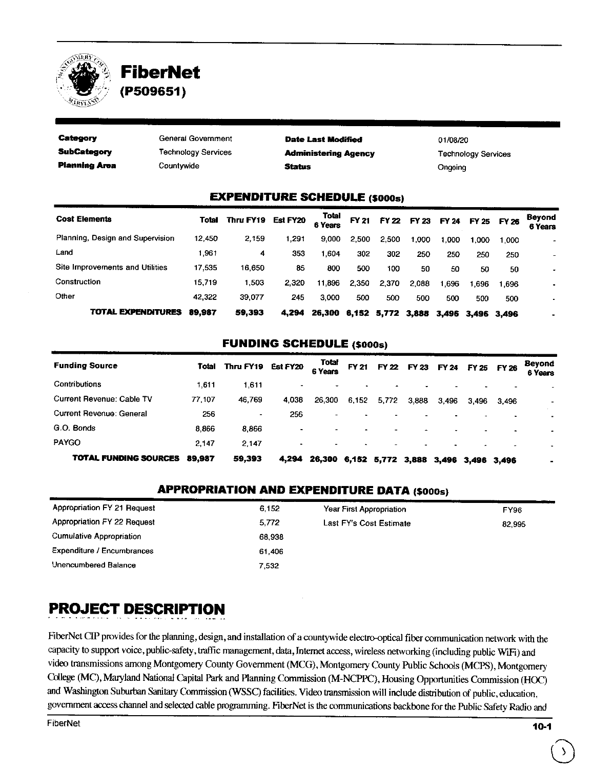# FiberNet

## (P509651)

| | | | |
|---|---|---|---|
| **Category** | General Government | **Date Last Modified** | 01/08/20 |
| **SubCategory** | Technology Services | **Administering Agency** | Technology Services |
| **Planning Area** | Countywide | **Status** | Ongoing |

## EXPENDITURE SCHEDULE ($000s)

| Cost Elements | Total | Thru FY19 | Est FY20 | Total 6 Years | FY 21 | FY 22 | FY 23 | FY 24 | FY 25 | FY 26 | Beyond 6 Years |
|---|---|---|---|---|---|---|---|---|---|---|---|
| Planning, Design and Supervision | 12,450 | 2,159 | 1,291 | 9,000 | 2,500 | 2,500 | 1,000 | 1,000 | 1,000 | 1,000 | - |
| Land | 1,961 | 4 | 353 | 1,604 | 302 | 302 | 250 | 250 | 250 | 250 | - |
| Site Improvements and Utilities | 17,535 | 16,650 | 85 | 800 | 500 | 100 | 50 | 50 | 50 | 50 | - |
| Construction | 15,719 | 1,503 | 2,320 | 11,896 | 2,350 | 2,370 | 2,088 | 1,696 | 1,696 | 1,696 | - |
| Other | 42,322 | 39,077 | 245 | 3,000 | 500 | 500 | 500 | 500 | 500 | 500 | - |
| **TOTAL EXPENDITURES** | **89,987** | **59,393** | **4,294** | **26,300** | **6,152** | **5,772** | **3,888** | **3,496** | **3,496** | **3,496** | **-** |

## FUNDING SCHEDULE ($000s)

| Funding Source | Total | Thru FY19 | Est FY20 | Total 6 Years | FY 21 | FY 22 | FY 23 | FY 24 | FY 25 | FY 26 | Beyond 6 Years |
|---|---|---|---|---|---|---|---|---|---|---|---|
| Contributions | 1,611 | 1,611 | - | - | - | - | - | - | - | - | - |
| Current Revenue: Cable TV | 77,107 | 46,769 | 4,038 | 26,300 | 6,152 | 5,772 | 3,888 | 3,496 | 3,496 | 3,496 | - |
| Current Revenue: General | 256 | - | 256 | - | - | - | - | - | - | - | - |
| G.O. Bonds | 8,866 | 8,866 | - | - | - | - | - | - | - | - | - |
| PAYGO | 2,147 | 2,147 | - | - | - | - | - | - | - | - | - |
| **TOTAL FUNDING SOURCES** | **89,987** | **59,393** | **4,294** | **26,300** | **6,152** | **5,772** | **3,888** | **3,496** | **3,496** | **3,496** | **-** |

## APPROPRIATION AND EXPENDITURE DATA ($000s)

| | | | |
|---|---|---|---|
| Appropriation FY 21 Request | 6,152 | Year First Appropriation | FY96 |
| Appropriation FY 22 Request | 5,772 | Last FY's Cost Estimate | 82,995 |
| Cumulative Appropriation | 68,938 | | |
| Expenditure / Encumbrances | 61,406 | | |
| Unencumbered Balance | 7,532 | | |

# PROJECT DESCRIPTION

FiberNet CIP provides for the planning, design, and installation of a countywide electro-optical fiber communication network with the capacity to support voice, public-safety, traffic management, data, Internet access, wireless networking (including public WiFi) and video transmissions among Montgomery County Government (MCG), Montgomery County Public Schools (MCPS), Montgomery College (MC), Maryland National Capital Park and Planning Commission (M-NCPPC), Housing Opportunities Commission (HOC) and Washington Suburban Sanitary Commission (WSSC) facilities. Video transmission will include distribution of public, education, government access channel and selected cable programming. FiberNet is the communications backbone for the Public Safety Radio and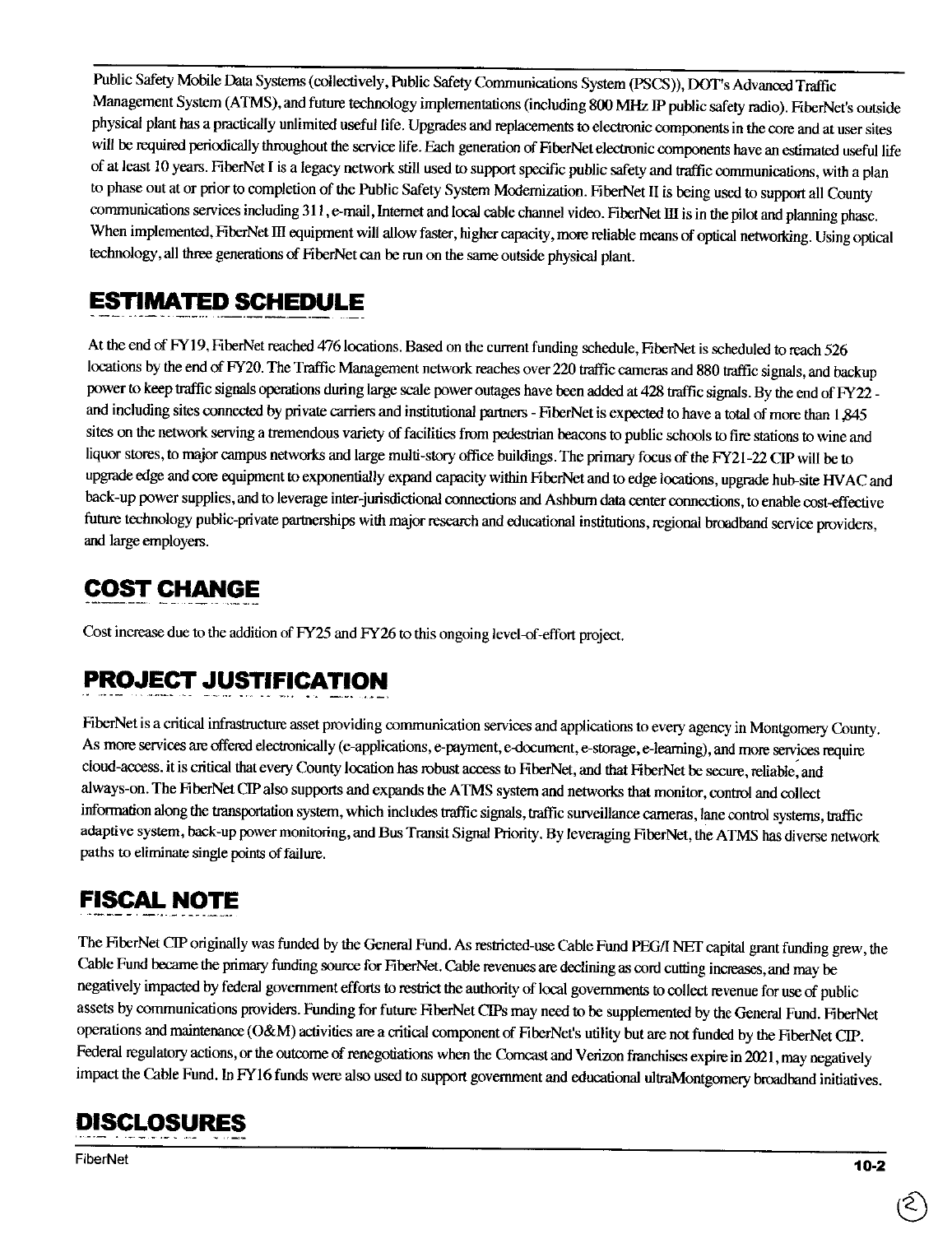Public Safety Mobile Data Systems (collectively, Public Safety Communications System (PSCS)), DOT's Advanced Traffic Management System (ATMS), and future technology implementations (including 800 MHz IP public safety radio). FiberNet's outside physical plant has a practically unlimited useful life. Upgrades and replacements to electronic components in the core and at user sites will be required periodically throughout the service life. Each generation of FiberNet electronic components have an estimated useful life of at least 10 years. FiberNet I is a legacy network still used to support specific public safety and traffic communications, with a plan to phase out at or prior to completion of the Public Safety System Modernization. FiberNet II is being used to support all County communications services including 311, e-mail, Internet and local cable channel video. FiberNet III is in the pilot and planning phase. When implemented, FiberNet III equipment will allow faster, higher capacity, more reliable means of optical networking. Using optical technology, all three generations of FiberNet can be run on the same outside physical plant.

## ESTIMATED SCHEDULE

At the end of FY19, FiberNet reached 476 locations. Based on the current funding schedule, FiberNet is scheduled to reach 526 locations by the end of FY20. The Traffic Management network reaches over 220 traffic cameras and 880 traffic signals, and backup power to keep traffic signals operations during large scale power outages have been added at 428 traffic signals. By the end of FY22 - and including sites connected by private carriers and institutional partners - FiberNet is expected to have a total of more than 1,845 sites on the network serving a tremendous variety of facilities from pedestrian beacons to public schools to fire stations to wine and liquor stores, to major campus networks and large multi-story office buildings. The primary focus of the FY21-22 CIP will be to upgrade edge and core equipment to exponentially expand capacity within FiberNet and to edge locations, upgrade hub-site HVAC and back-up power supplies, and to leverage inter-jurisdictional connections and Ashburn data center connections, to enable cost-effective future technology public-private partnerships with major research and educational institutions, regional broadband service providers, and large employers.

## COST CHANGE

Cost increase due to the addition of FY25 and FY26 to this ongoing level-of-effort project.

## PROJECT JUSTIFICATION

FiberNet is a critical infrastructure asset providing communication services and applications to every agency in Montgomery County. As more services are offered electronically (e-applications, e-payment, e-document, e-storage, e-learning), and more services require cloud-access, it is critical that every County location has robust access to FiberNet, and that FiberNet be secure, reliable, and always-on. The FiberNet CIP also supports and expands the ATMS system and networks that monitor, control and collect information along the transportation system, which includes traffic signals, traffic surveillance cameras, lane control systems, traffic adaptive system, back-up power monitoring, and Bus Transit Signal Priority. By leveraging FiberNet, the ATMS has diverse network paths to eliminate single points of failure.

## FISCAL NOTE

The FiberNet CIP originally was funded by the General Fund. As restricted-use Cable Fund PEG/I NET capital grant funding grew, the Cable Fund became the primary funding source for FiberNet. Cable revenues are declining as cord cutting increases, and may be negatively impacted by federal government efforts to restrict the authority of local governments to collect revenue for use of public assets by communications providers. Funding for future FiberNet CIPs may need to be supplemented by the General Fund. FiberNet operations and maintenance (O&M) activities are a critical component of FiberNet's utility but are not funded by the FiberNet CIP. Federal regulatory actions, or the outcome of renegotiations when the Comcast and Verizon franchises expire in 2021, may negatively impact the Cable Fund. In FY16 funds were also used to support government and educational ultraMontgomery broadband initiatives.

## DISCLOSURES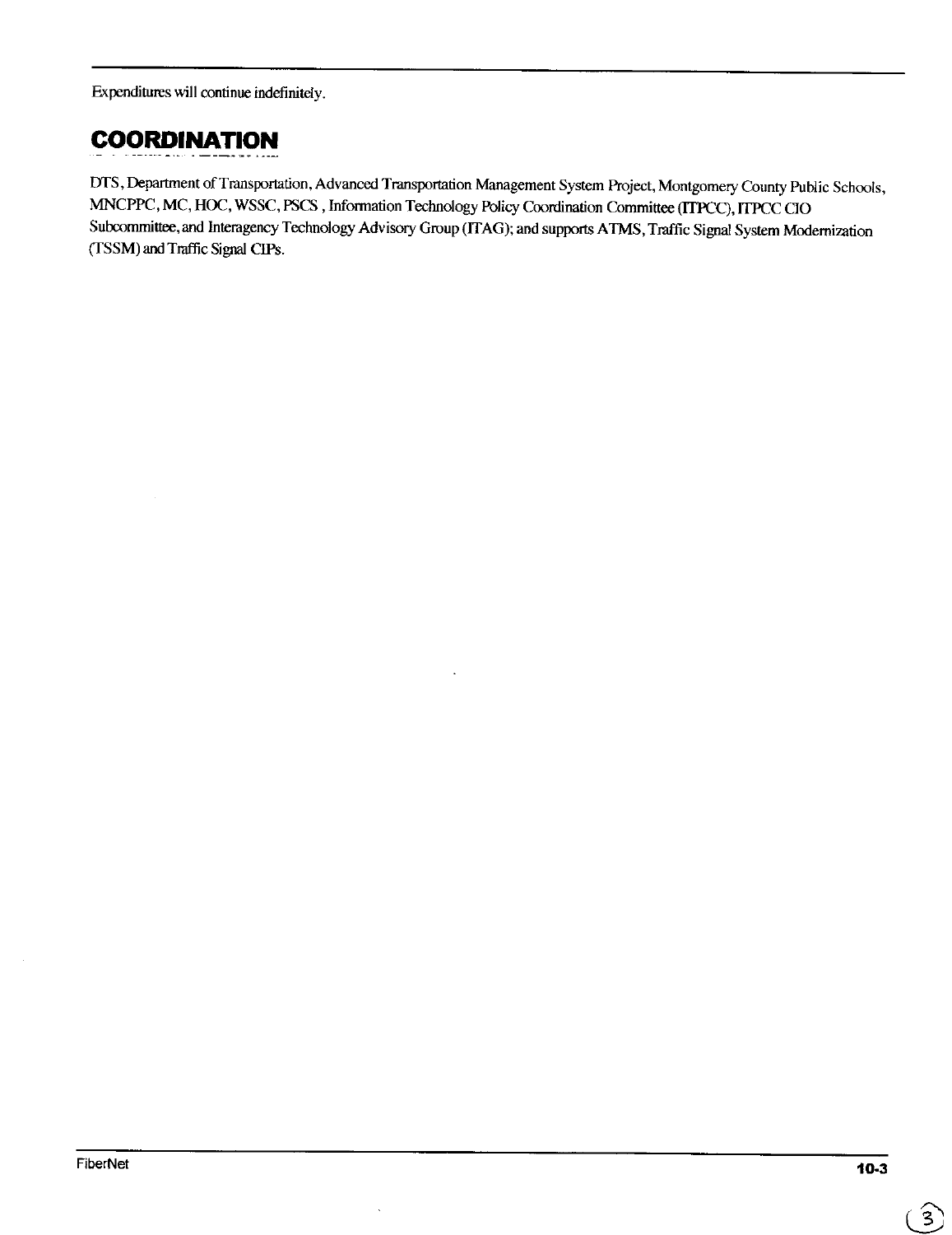Expenditures will continue indefinitely.

## COORDINATION

DTS, Department of Transportation, Advanced Transportation Management System Project, Montgomery County Public Schools, MNCPPC, MC, HOC, WSSC, PSCS , Information Technology Policy Coordination Committee (ITPCC), ITPCC CIO Subcommittee, and Interagency Technology Advisory Group (ITAG); and supports ATMS, Traffic Signal System Modernization (TSSM) and Traffic Signal CIPs.